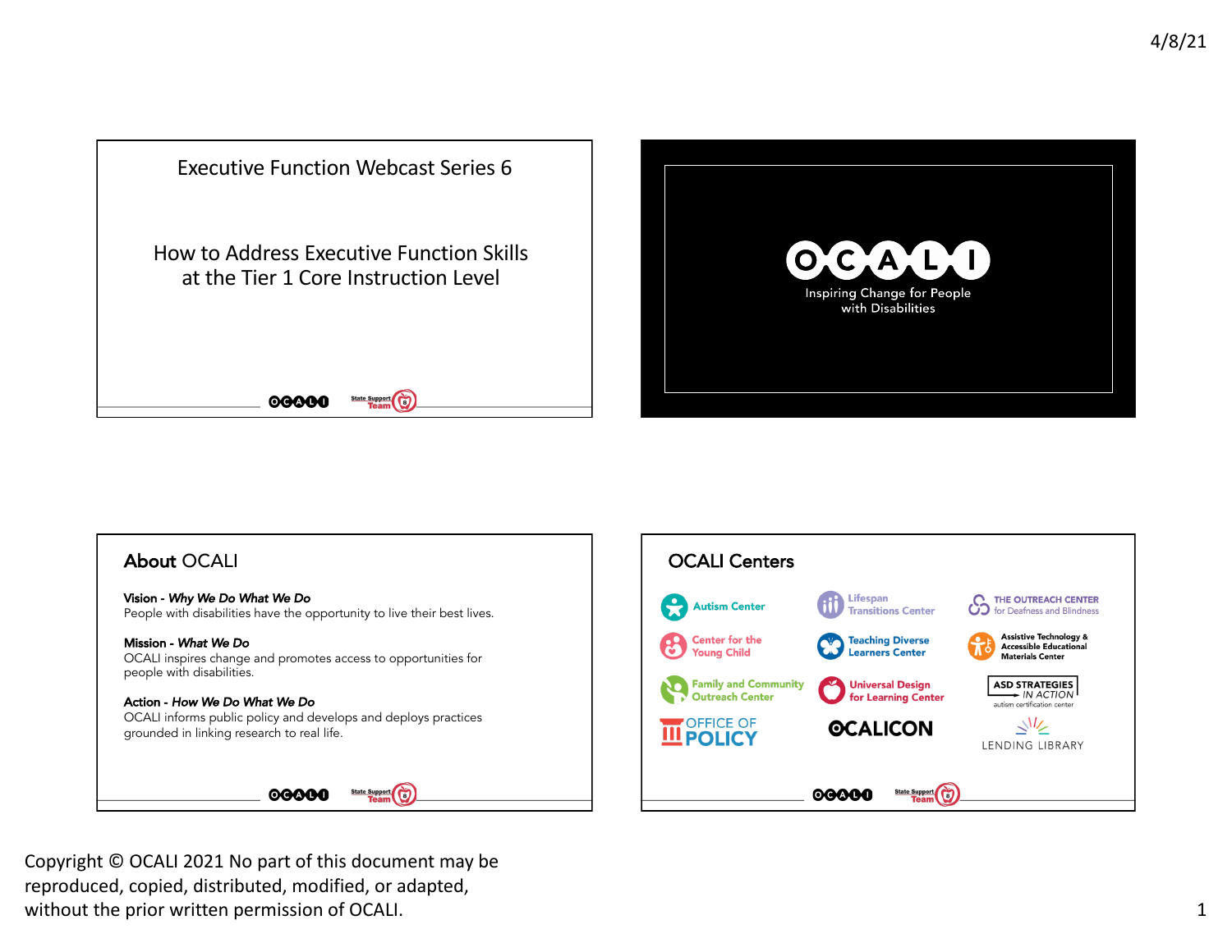# Executive Function Webcast Series 6

## How to Address Executive Function Skills at the Tier 1 Core Instruction Level

OCALI

Inspiring Change for People with Disabilities

## About OCALI

**Vision -** ***Why We Do What We Do***
People with disabilities have the opportunity to live their best lives.

**Mission -** ***What We Do***
OCALI inspires change and promotes access to opportunities for people with disabilities.

**Action -** ***How We Do What We Do***
OCALI informs public policy and develops and deploys practices grounded in linking research to real life.

## OCALI Centers

- Autism Center
- Lifespan Transitions Center
- The Outreach Center for Deafness and Blindness
- Center for the Young Child
- Teaching Diverse Learners Center
- Assistive Technology & Accessible Educational Materials Center
- Family and Community Outreach Center
- Universal Design for Learning Center
- ASD Strategies in Action autism certification center
- Office of Policy
- OCALICON
- Lending Library

Copyright © OCALI 2021 No part of this document may be reproduced, copied, distributed, modified, or adapted, without the prior written permission of OCALI.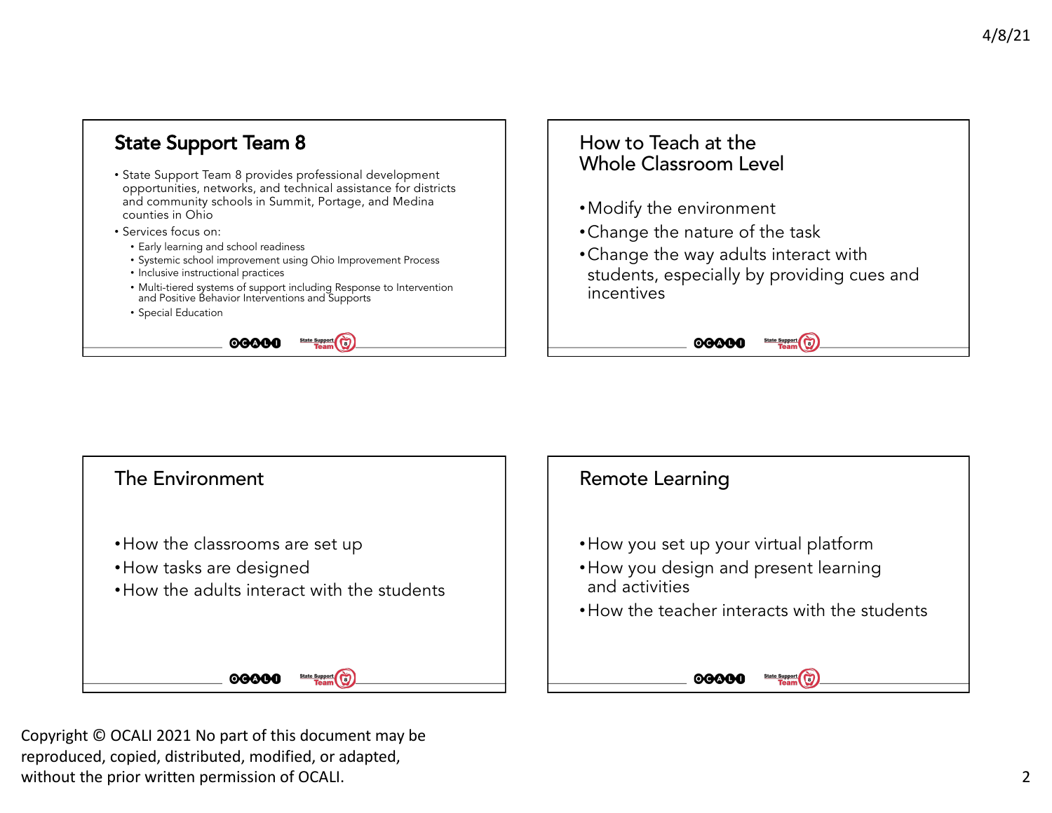## State Support Team 8

- State Support Team 8 provides professional development opportunities, networks, and technical assistance for districts and community schools in Summit, Portage, and Medina counties in Ohio
- Services focus on:
  - Early learning and school readiness
  - Systemic school improvement using Ohio Improvement Process
  - Inclusive instructional practices
  - Multi-tiered systems of support including Response to Intervention and Positive Behavior Interventions and Supports
  - Special Education

## How to Teach at the Whole Classroom Level

- Modify the environment
- Change the nature of the task
- Change the way adults interact with students, especially by providing cues and incentives

## The Environment

- How the classrooms are set up
- How tasks are designed
- How the adults interact with the students

## Remote Learning

- How you set up your virtual platform
- How you design and present learning and activities
- How the teacher interacts with the students

Copyright © OCALI 2021 No part of this document may be reproduced, copied, distributed, modified, or adapted, without the prior written permission of OCALI.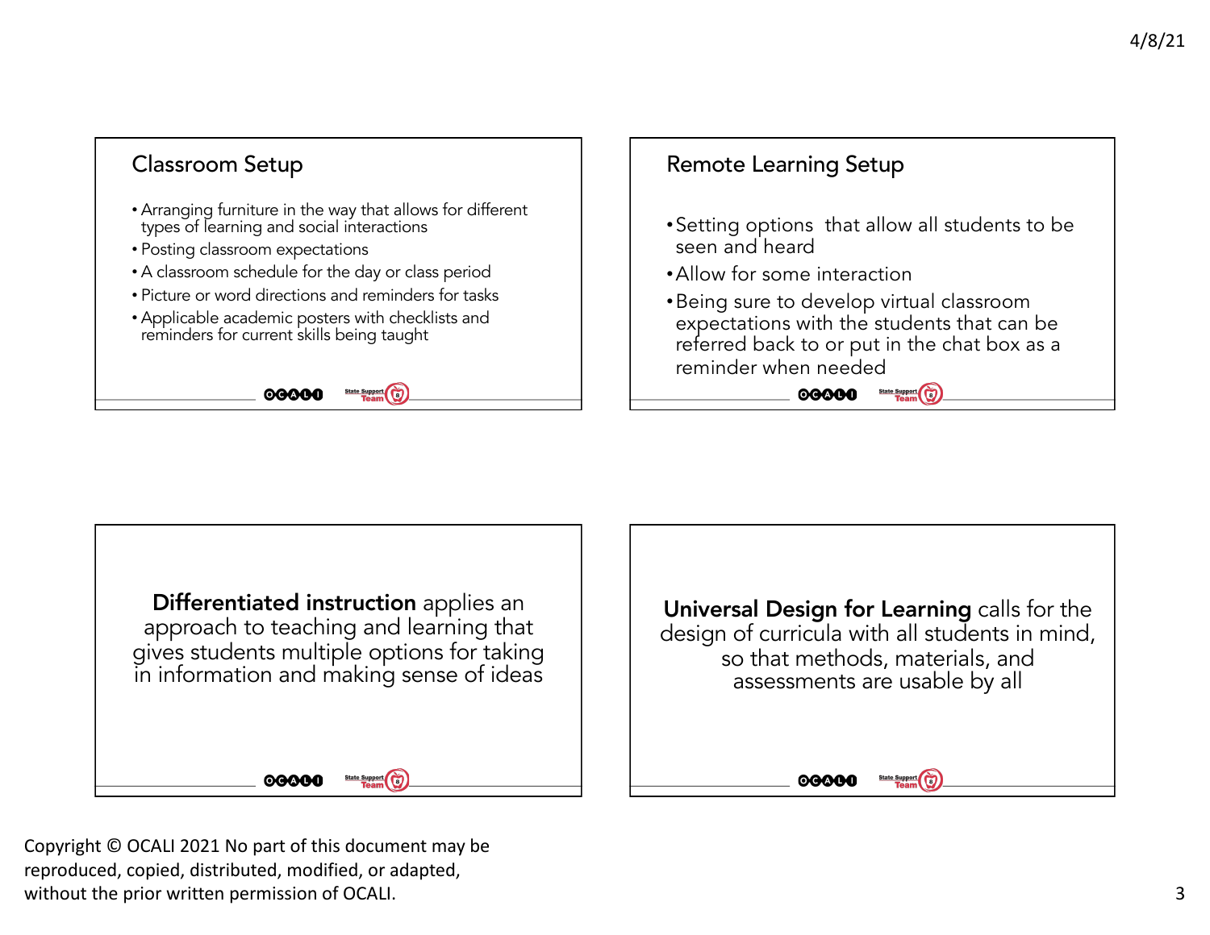## Classroom Setup

- Arranging furniture in the way that allows for different types of learning and social interactions
- Posting classroom expectations
- A classroom schedule for the day or class period
- Picture or word directions and reminders for tasks
- Applicable academic posters with checklists and reminders for current skills being taught

## Remote Learning Setup

- Setting options that allow all students to be seen and heard
- Allow for some interaction
- Being sure to develop virtual classroom expectations with the students that can be referred back to or put in the chat box as a reminder when needed

**Differentiated instruction** applies an approach to teaching and learning that gives students multiple options for taking in information and making sense of ideas

**Universal Design for Learning** calls for the design of curricula with all students in mind, so that methods, materials, and assessments are usable by all

Copyright © OCALI 2021 No part of this document may be reproduced, copied, distributed, modified, or adapted, without the prior written permission of OCALI.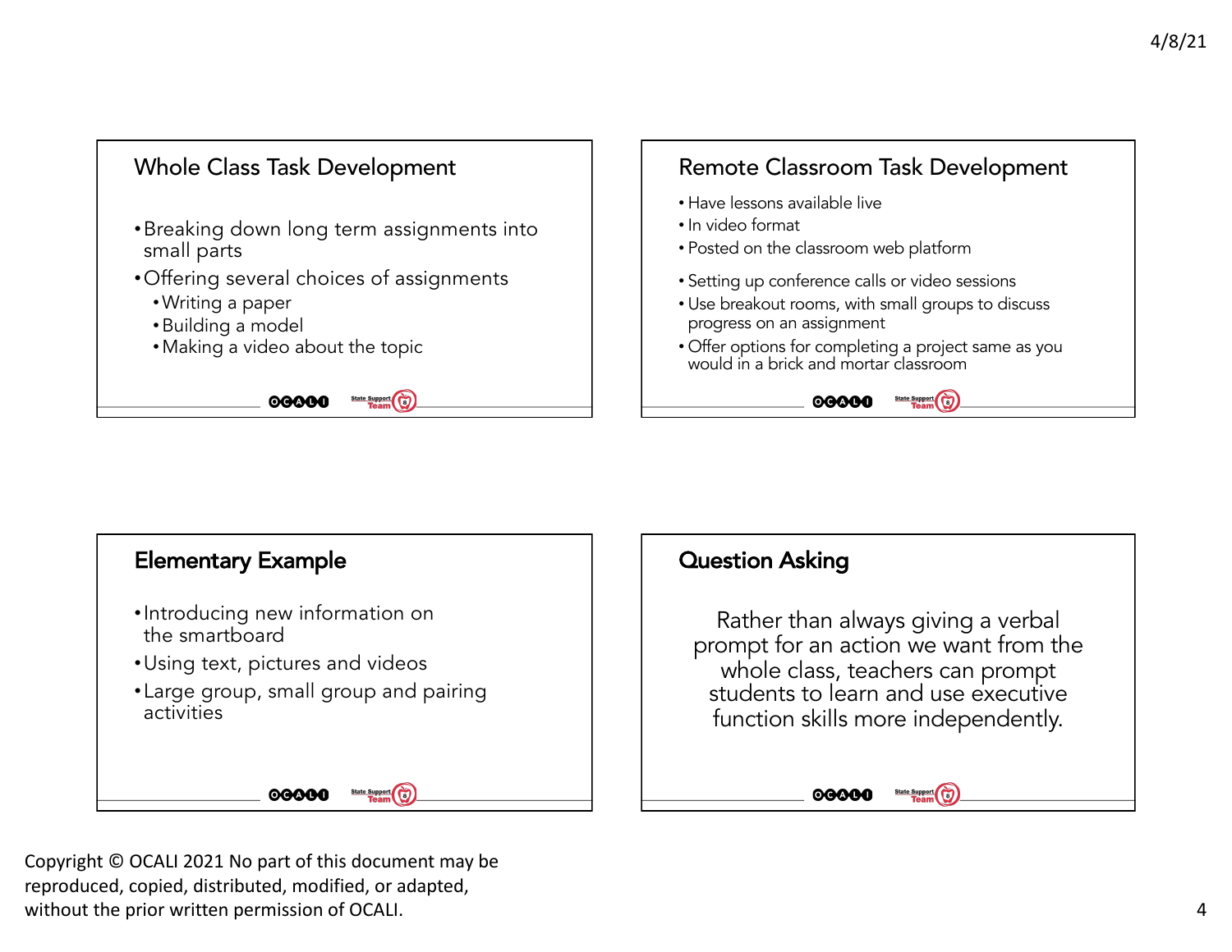## Whole Class Task Development

- Breaking down long term assignments into small parts
- Offering several choices of assignments
  - Writing a paper
  - Building a model
  - Making a video about the topic

## Remote Classroom Task Development

- Have lessons available live
- In video format
- Posted on the classroom web platform
- Setting up conference calls or video sessions
- Use breakout rooms, with small groups to discuss progress on an assignment
- Offer options for completing a project same as you would in a brick and mortar classroom

## Elementary Example

- Introducing new information on the smartboard
- Using text, pictures and videos
- Large group, small group and pairing activities

## Question Asking

Rather than always giving a verbal prompt for an action we want from the whole class, teachers can prompt students to learn and use executive function skills more independently.

Copyright © OCALI 2021 No part of this document may be reproduced, copied, distributed, modified, or adapted, without the prior written permission of OCALI.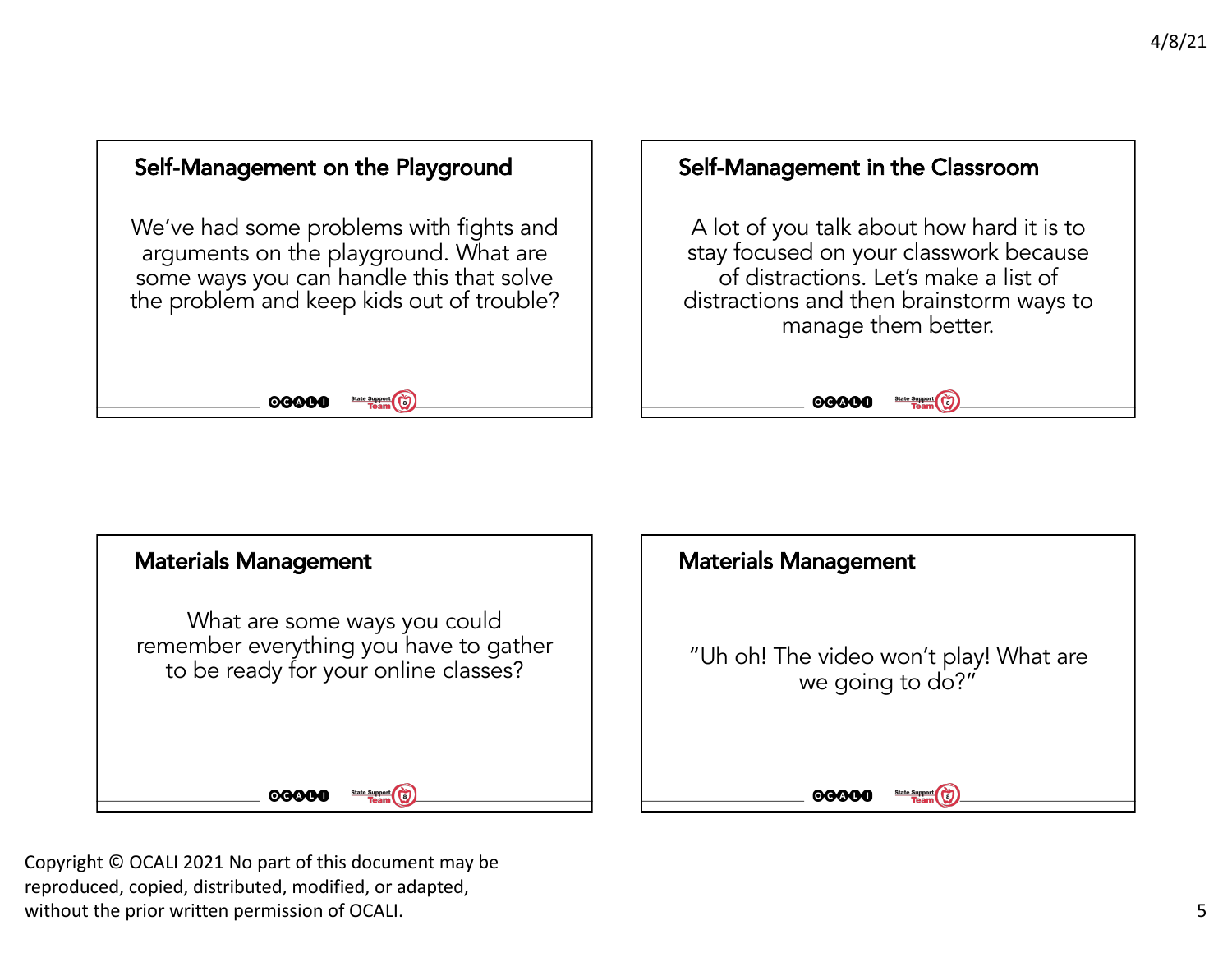## Self-Management on the Playground

We've had some problems with fights and arguments on the playground. What are some ways you can handle this that solve the problem and keep kids out of trouble?

## Self-Management in the Classroom

A lot of you talk about how hard it is to stay focused on your classwork because of distractions. Let's make a list of distractions and then brainstorm ways to manage them better.

## Materials Management

What are some ways you could remember everything you have to gather to be ready for your online classes?

## Materials Management

"Uh oh! The video won't play! What are we going to do?"

Copyright © OCALI 2021 No part of this document may be reproduced, copied, distributed, modified, or adapted, without the prior written permission of OCALI.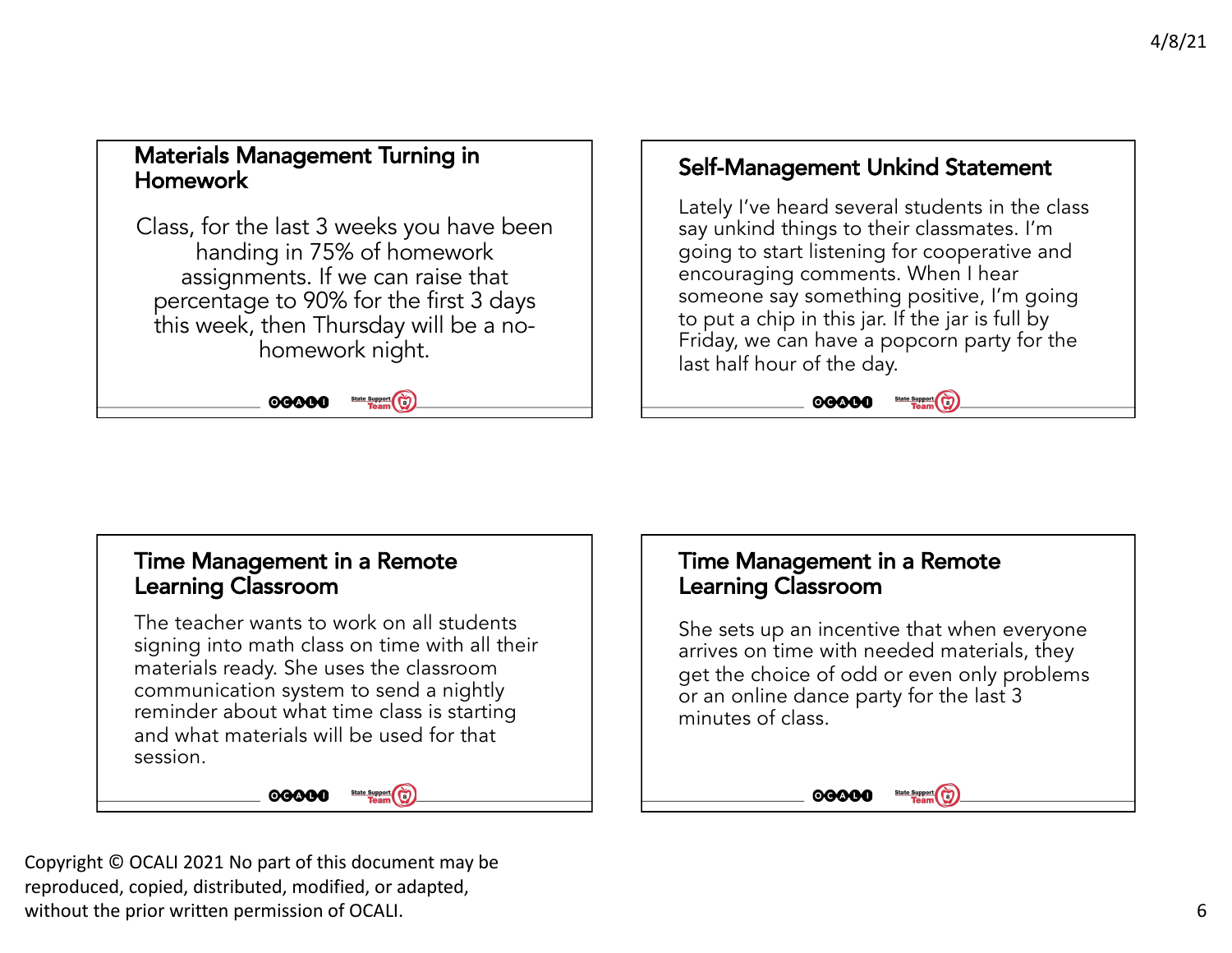## Materials Management Turning in Homework

Class, for the last 3 weeks you have been handing in 75% of homework assignments. If we can raise that percentage to 90% for the first 3 days this week, then Thursday will be a no-homework night.

## Self-Management Unkind Statement

Lately I've heard several students in the class say unkind things to their classmates. I'm going to start listening for cooperative and encouraging comments. When I hear someone say something positive, I'm going to put a chip in this jar. If the jar is full by Friday, we can have a popcorn party for the last half hour of the day.

## Time Management in a Remote Learning Classroom

The teacher wants to work on all students signing into math class on time with all their materials ready. She uses the classroom communication system to send a nightly reminder about what time class is starting and what materials will be used for that session.

## Time Management in a Remote Learning Classroom

She sets up an incentive that when everyone arrives on time with needed materials, they get the choice of odd or even only problems or an online dance party for the last 3 minutes of class.

Copyright © OCALI 2021 No part of this document may be reproduced, copied, distributed, modified, or adapted, without the prior written permission of OCALI.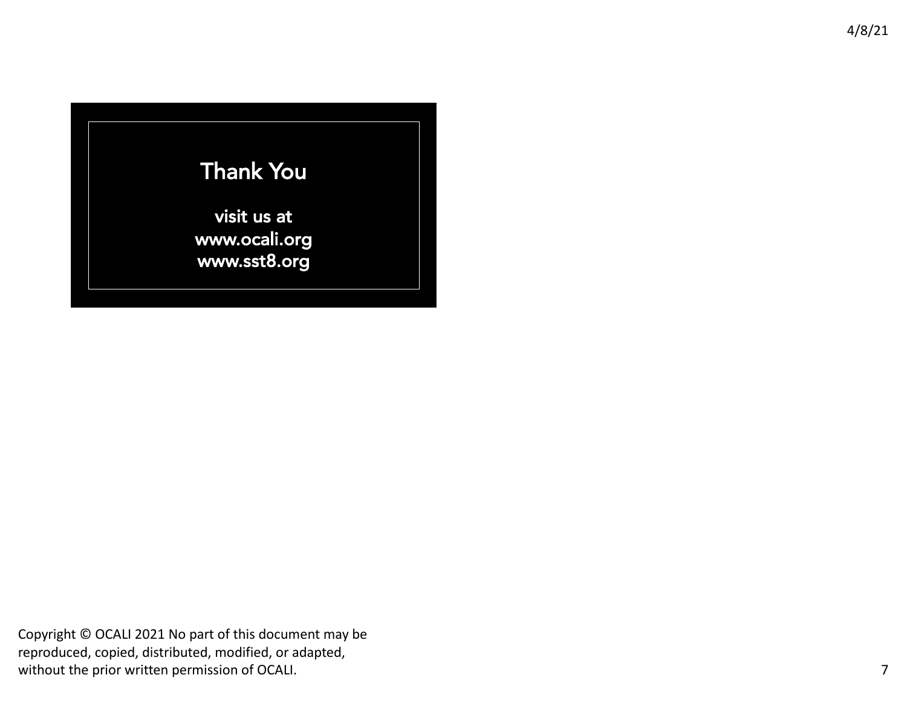# Thank You

visit us at
www.ocali.org
www.sst8.org

Copyright © OCALI 2021 No part of this document may be reproduced, copied, distributed, modified, or adapted, without the prior written permission of OCALI.